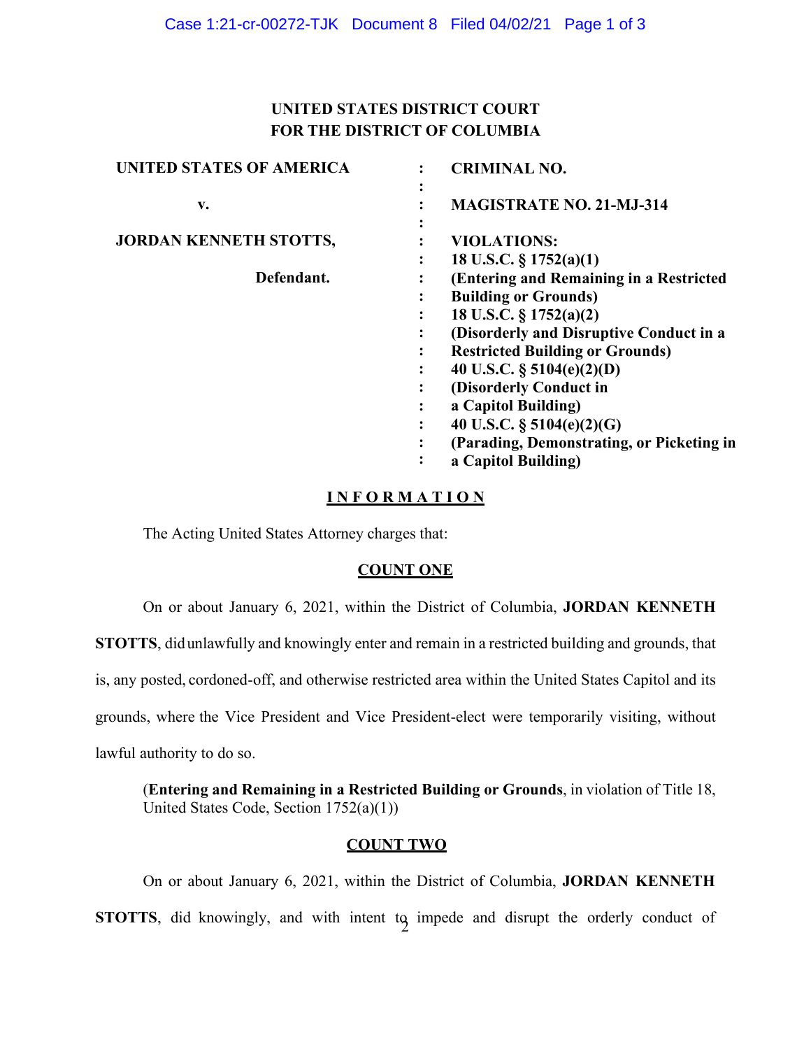# UNITED STATES DISTRICT COURT FOR THE DISTRICT OF COLUMBIA

| | | |
|---|---|---|
| **UNITED STATES OF AMERICA** | : | **CRIMINAL NO.** |
| | : | |
| **v.** | : | **MAGISTRATE NO. 21-MJ-314** |
| | : | |
| **JORDAN KENNETH STOTTS,** | : | **VIOLATIONS:** |
| | : | **18 U.S.C. § 1752(a)(1)** |
| **Defendant.** | : | **(Entering and Remaining in a Restricted Building or Grounds)** |
| | : | **18 U.S.C. § 1752(a)(2)** |
| | : | **(Disorderly and Disruptive Conduct in a Restricted Building or Grounds)** |
| | : | **40 U.S.C. § 5104(e)(2)(D)** |
| | : | **(Disorderly Conduct in a Capitol Building)** |
| | : | **40 U.S.C. § 5104(e)(2)(G)** |
| | : | **(Parading, Demonstrating, or Picketing in a Capitol Building)** |

## I N F O R M A T I O N

The Acting United States Attorney charges that:

### COUNT ONE

On or about January 6, 2021, within the District of Columbia, **JORDAN KENNETH STOTTS**, did unlawfully and knowingly enter and remain in a restricted building and grounds, that is, any posted, cordoned-off, and otherwise restricted area within the United States Capitol and its grounds, where the Vice President and Vice President-elect were temporarily visiting, without lawful authority to do so.

(**Entering and Remaining in a Restricted Building or Grounds**, in violation of Title 18, United States Code, Section 1752(a)(1))

### COUNT TWO

On or about January 6, 2021, within the District of Columbia, **JORDAN KENNETH STOTTS**, did knowingly, and with intent to impede and disrupt the orderly conduct of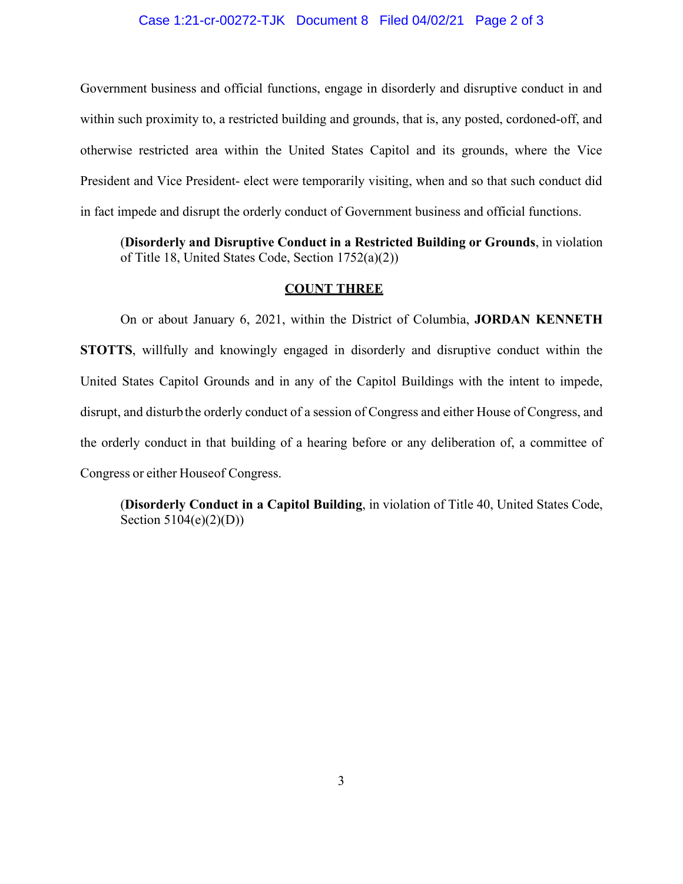Government business and official functions, engage in disorderly and disruptive conduct in and within such proximity to, a restricted building and grounds, that is, any posted, cordoned-off, and otherwise restricted area within the United States Capitol and its grounds, where the Vice President and Vice President- elect were temporarily visiting, when and so that such conduct did in fact impede and disrupt the orderly conduct of Government business and official functions.

(**Disorderly and Disruptive Conduct in a Restricted Building or Grounds**, in violation of Title 18, United States Code, Section 1752(a)(2))

## COUNT THREE

On or about January 6, 2021, within the District of Columbia, **JORDAN KENNETH STOTTS**, willfully and knowingly engaged in disorderly and disruptive conduct within the United States Capitol Grounds and in any of the Capitol Buildings with the intent to impede, disrupt, and disturb the orderly conduct of a session of Congress and either House of Congress, and the orderly conduct in that building of a hearing before or any deliberation of, a committee of Congress or either Houseof Congress.

(**Disorderly Conduct in a Capitol Building**, in violation of Title 40, United States Code, Section 5104(e)(2)(D))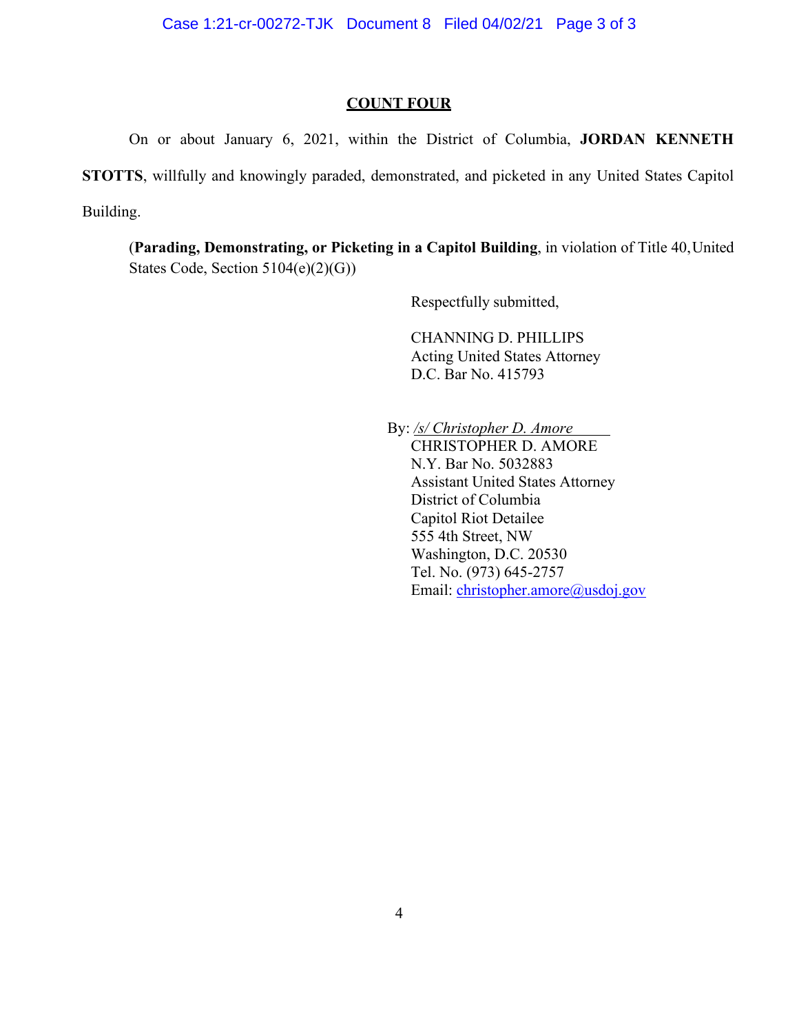**COUNT FOUR**

On or about January 6, 2021, within the District of Columbia, **JORDAN KENNETH STOTTS**, willfully and knowingly paraded, demonstrated, and picketed in any United States Capitol Building.

(**Parading, Demonstrating, or Picketing in a Capitol Building**, in violation of Title 40, United States Code, Section 5104(e)(2)(G))

Respectfully submitted,

CHANNING D. PHILLIPS
Acting United States Attorney
D.C. Bar No. 415793

By: */s/ Christopher D. Amore*
CHRISTOPHER D. AMORE
N.Y. Bar No. 5032883
Assistant United States Attorney
District of Columbia
Capitol Riot Detailee
555 4th Street, NW
Washington, D.C. 20530
Tel. No. (973) 645-2757
Email: christopher.amore@usdoj.gov